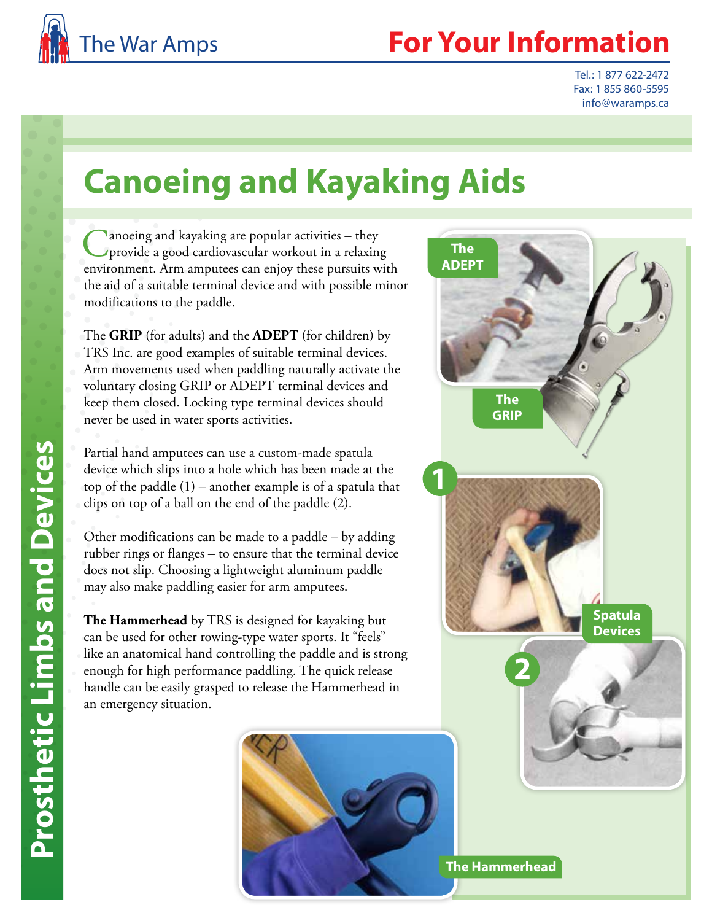# Canoeing and Kayaking Aids

Canoeing and kayaking are popular activities – they provide a good cardiovascular workout in a relaxing environment. Arm amputees can enjoy these pursuits with the aid of a suitable terminal device and with possible minor modifications to the paddle.

The **GRIP** (for adults) and the **ADEPT** (for children) by TRS Inc. are good examples of suitable terminal devices. Arm movements used when paddling naturally activate the voluntary closing GRIP or ADEPT terminal devices and keep them closed. Locking type terminal devices should never be used in water sports activities.

Partial hand amputees can use a custom-made spatula device which slips into a hole which has been made at the top of the paddle (1) – another example is of a spatula that clips on top of a ball on the end of the paddle (2).

Other modifications can be made to a paddle – by adding rubber rings or flanges – to ensure that the terminal device does not slip. Choosing a lightweight aluminum paddle may also make paddling easier for arm amputees.

**The Hammerhead** by TRS is designed for kayaking but can be used for other rowing-type water sports. It "feels" like an anatomical hand controlling the paddle and is strong enough for high performance paddling. The quick release handle can be easily grasped to release the Hammerhead in an emergency situation.

The ADEPT

The GRIP

Spatula Devices

The Hammerhead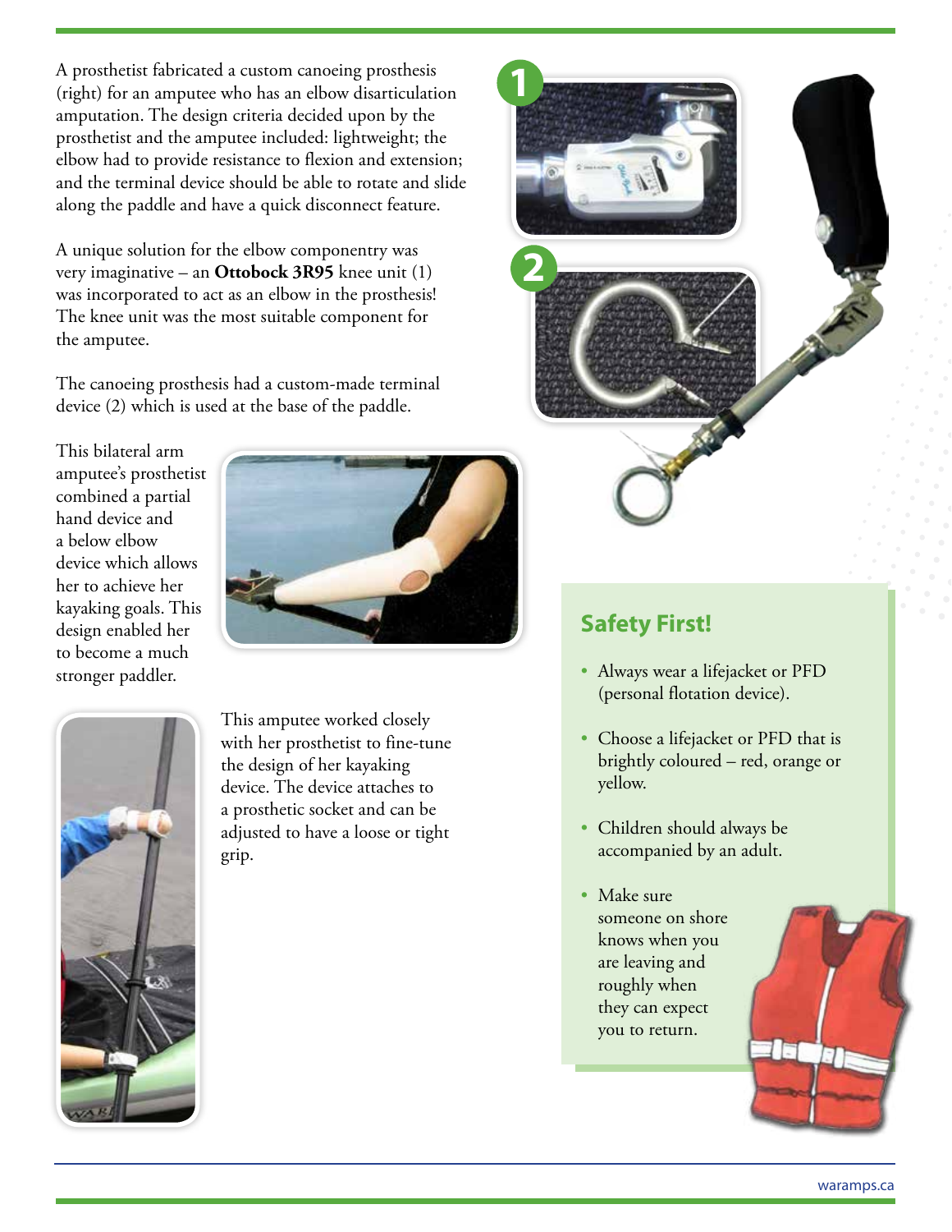A prosthetist fabricated a custom canoeing prosthesis (right) for an amputee who has an elbow disarticulation amputation. The design criteria decided upon by the prosthetist and the amputee included: lightweight; the elbow had to provide resistance to flexion and extension; and the terminal device should be able to rotate and slide along the paddle and have a quick disconnect feature.

A unique solution for the elbow componentry was very imaginative – an **Ottobock 3R95** knee unit (1) was incorporated to act as an elbow in the prosthesis! The knee unit was the most suitable component for the amputee.

The canoeing prosthesis had a custom-made terminal device (2) which is used at the base of the paddle.

This bilateral arm amputee's prosthetist combined a partial hand device and a below elbow device which allows her to achieve her kayaking goals. This design enabled her to become a much stronger paddler.

This amputee worked closely with her prosthetist to fine-tune the design of her kayaking device. The device attaches to a prosthetic socket and can be adjusted to have a loose or tight grip.

## Safety First!

- Always wear a lifejacket or PFD (personal flotation device).
- Choose a lifejacket or PFD that is brightly coloured – red, orange or yellow.
- Children should always be accompanied by an adult.
- Make sure someone on shore knows when you are leaving and roughly when they can expect you to return.